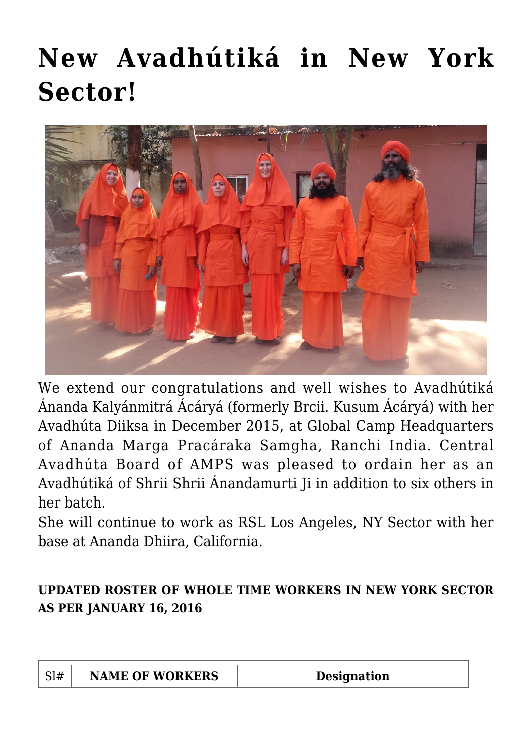# New Avadhútiká in New York Sector!

We extend our congratulations and well wishes to Avadhútiká Ánanda Kalyánmitrá Ácáryá (formerly Brcii. Kusum Ácáryá) with her Avadhúta Diiksa in December 2015, at Global Camp Headquarters of Ananda Marga Pracáraka Samgha, Ranchi India. Central Avadhúta Board of AMPS was pleased to ordain her as an Avadhútiká of Shrii Shrii Ánandamurti Ji in addition to six others in her batch.

She will continue to work as RSL Los Angeles, NY Sector with her base at Ananda Dhiira, California.

**UPDATED ROSTER OF WHOLE TIME WORKERS IN NEW YORK SECTOR AS PER JANUARY 16, 2016**

| Sl# | NAME OF WORKERS | Designation |
|---|---|---|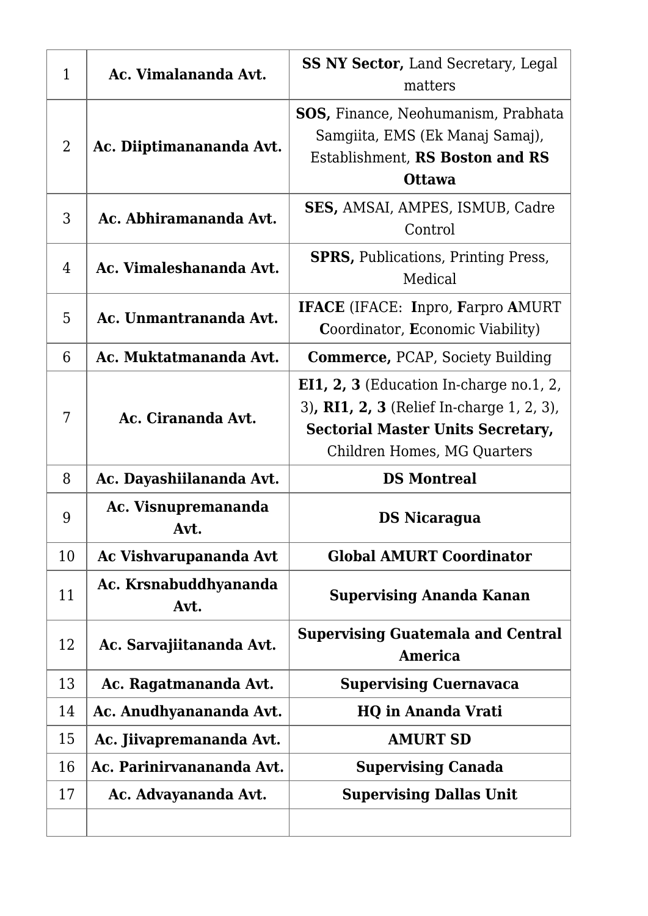| 1 | **Ac. Vimalananda Avt.** | **SS NY Sector,** Land Secretary, Legal matters |
|---|---|---|
| 2 | **Ac. Diiptimanananda Avt.** | **SOS,** Finance, Neohumanism, Prabhata Samgiita, EMS (Ek Manaj Samaj), Establishment, **RS Boston and RS Ottawa** |
| 3 | **Ac. Abhiramananda Avt.** | **SES,** AMSAI, AMPES, ISMUB, Cadre Control |
| 4 | **Ac. Vimaleshananda Avt.** | **SPRS,** Publications, Printing Press, Medical |
| 5 | **Ac. Unmantrananda Avt.** | **IFACE** (IFACE: **I**npro, **F**arpro **A**MURT **C**oordinator, **E**conomic Viability) |
| 6 | **Ac. Muktatmananda Avt.** | **Commerce,** PCAP, Society Building |
| 7 | **Ac. Cirananda Avt.** | **EI1, 2, 3** (Education In-charge no.1, 2, 3)**, RI1, 2, 3** (Relief In-charge 1, 2, 3), **Sectorial Master Units Secretary,** Children Homes, MG Quarters |
| 8 | **Ac. Dayashiilananda Avt.** | **DS Montreal** |
| 9 | **Ac. Visnupremananda Avt.** | **DS Nicaragua** |
| 10 | **Ac Vishvarupananda Avt** | **Global AMURT Coordinator** |
| 11 | **Ac. Krsnabuddhyananda Avt.** | **Supervising Ananda Kanan** |
| 12 | **Ac. Sarvajiitananda Avt.** | **Supervising Guatemala and Central America** |
| 13 | **Ac. Ragatmananda Avt.** | **Supervising Cuernavaca** |
| 14 | **Ac. Anudhyanananda Avt.** | **HQ in Ananda Vrati** |
| 15 | **Ac. Jiivapremananda Avt.** | **AMURT SD** |
| 16 | **Ac. Parinirvanananda Avt.** | **Supervising Canada** |
| 17 | **Ac. Advayananda Avt.** | **Supervising Dallas Unit** |
| | | |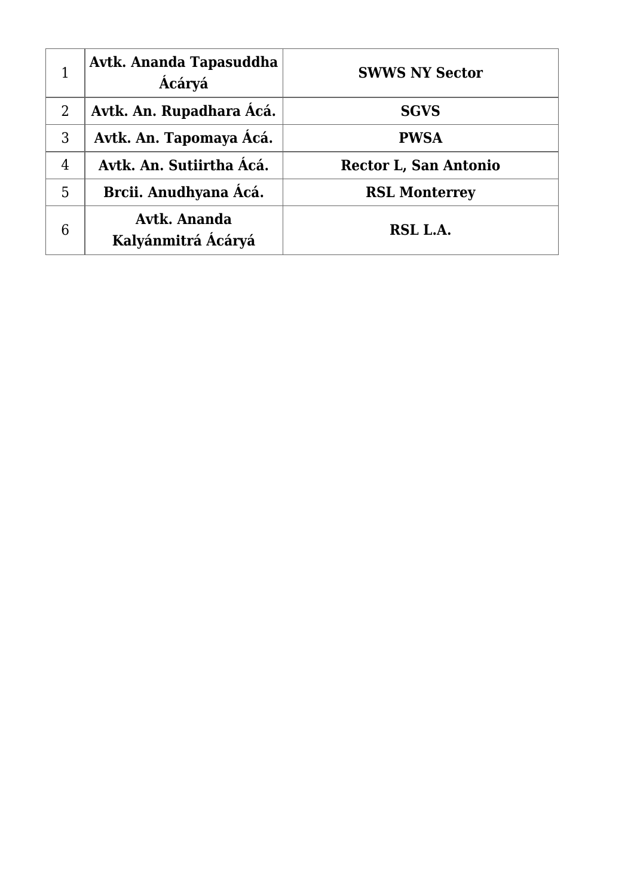| | | |
|---|---|---|
| 1 | **Avtk. Ananda Tapasuddha Ácáryá** | **SWWS NY Sector** |
| 2 | **Avtk. An. Rupadhara Ácá.** | **SGVS** |
| 3 | **Avtk. An. Tapomaya Ácá.** | **PWSA** |
| 4 | **Avtk. An. Sutiirtha Ácá.** | **Rector L, San Antonio** |
| 5 | **Brcii. Anudhyana Ácá.** | **RSL Monterrey** |
| 6 | **Avtk. Ananda Kalyánmitrá Ácáryá** | **RSL L.A.** |